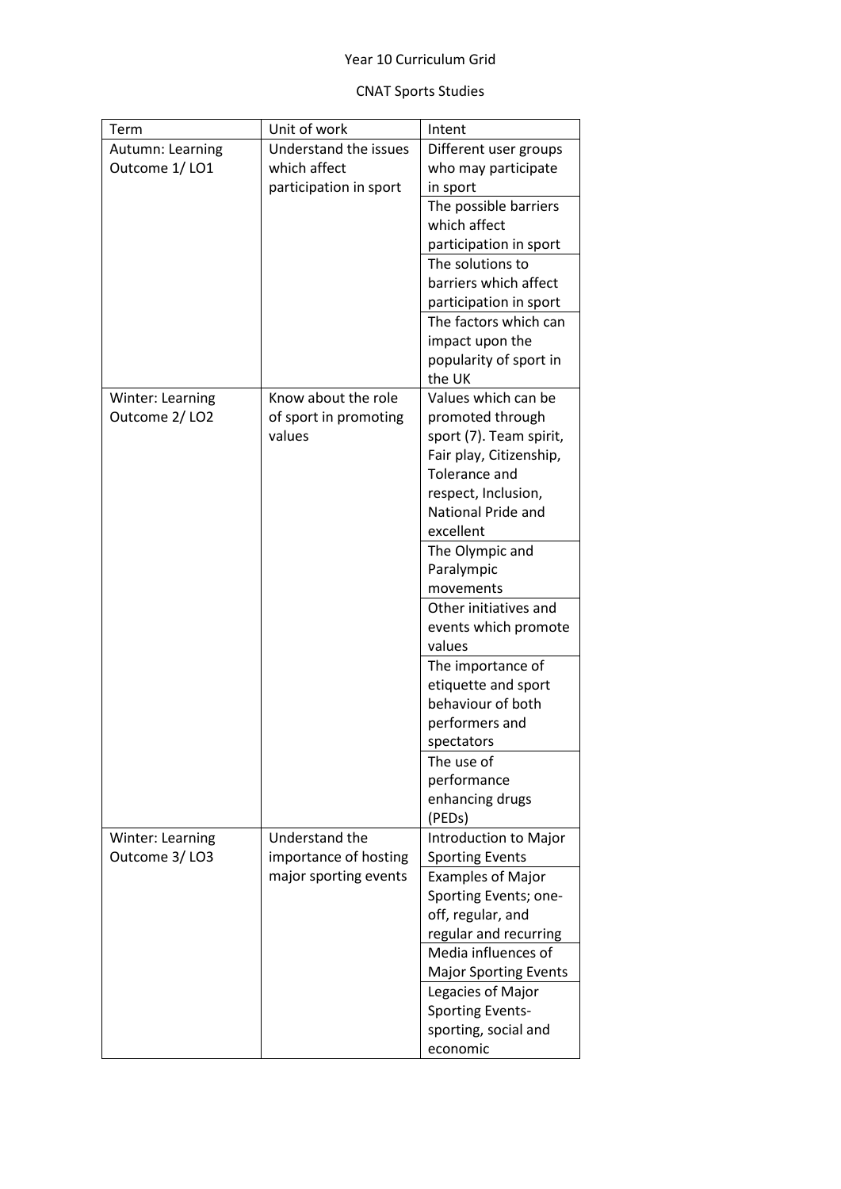Year 10 Curriculum Grid

CNAT Sports Studies

| Term | Unit of work | Intent |
|---|---|---|
| Autumn: Learning Outcome 1/ LO1 | Understand the issues which affect participation in sport | Different user groups who may participate in sport |
| | | The possible barriers which affect participation in sport |
| | | The solutions to barriers which affect participation in sport |
| | | The factors which can impact upon the popularity of sport in the UK |
| Winter: Learning Outcome 2/ LO2 | Know about the role of sport in promoting values | Values which can be promoted through sport (7). Team spirit, Fair play, Citizenship, Tolerance and respect, Inclusion, National Pride and excellent |
| | | The Olympic and Paralympic movements |
| | | Other initiatives and events which promote values |
| | | The importance of etiquette and sport behaviour of both performers and spectators |
| | | The use of performance enhancing drugs (PEDs) |
| Winter: Learning Outcome 3/ LO3 | Understand the importance of hosting major sporting events | Introduction to Major Sporting Events |
| | | Examples of Major Sporting Events; one-off, regular, and regular and recurring |
| | | Media influences of Major Sporting Events |
| | | Legacies of Major Sporting Events- sporting, social and economic |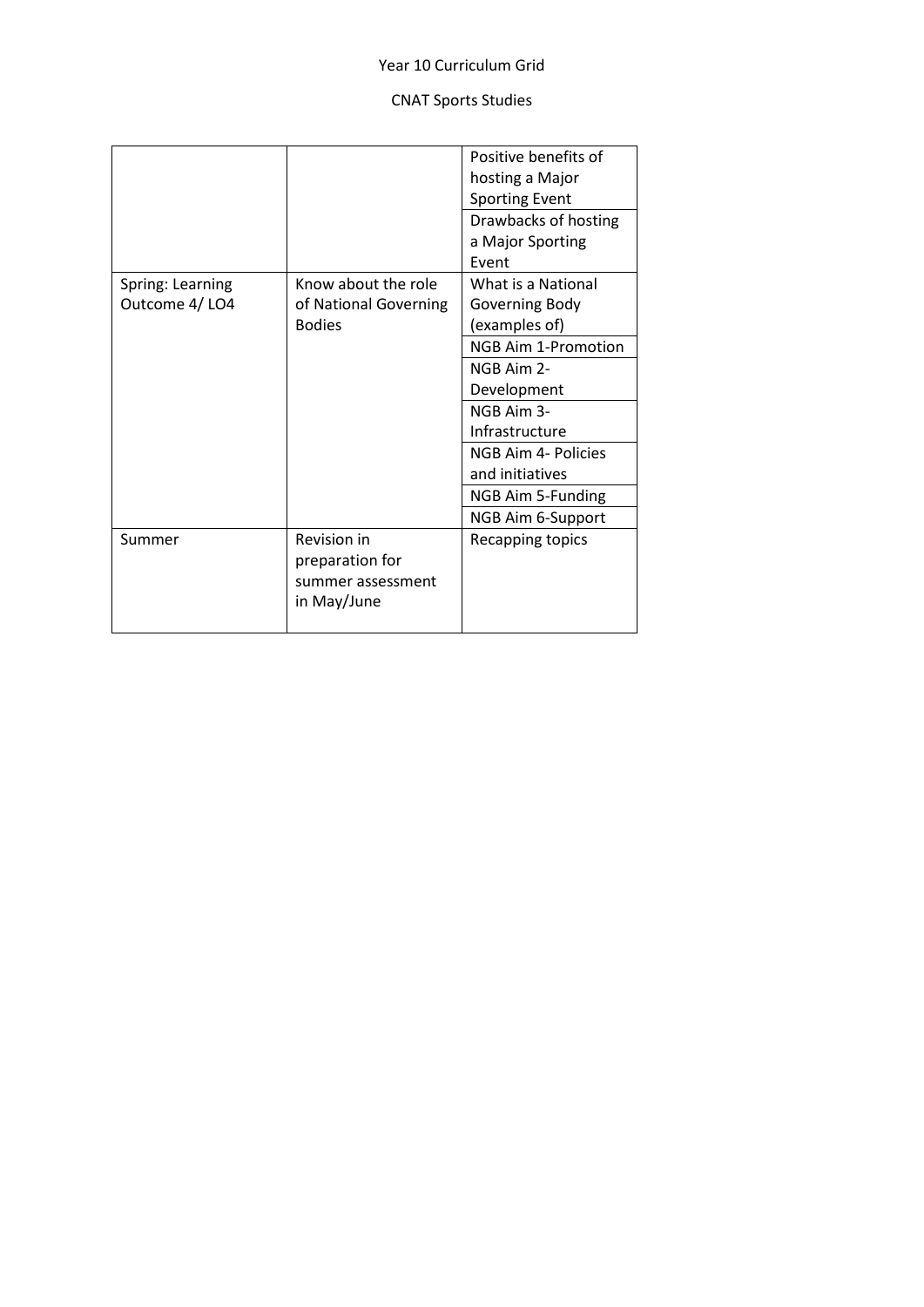Year 10 Curriculum Grid

CNAT Sports Studies

| | | |
|---|---|---|
| | | Positive benefits of hosting a Major Sporting Event |
| | | Drawbacks of hosting a Major Sporting Event |
| Spring: Learning Outcome 4/ LO4 | Know about the role of National Governing Bodies | What is a National Governing Body (examples of) |
| | | NGB Aim 1-Promotion |
| | | NGB Aim 2-Development |
| | | NGB Aim 3-Infrastructure |
| | | NGB Aim 4- Policies and initiatives |
| | | NGB Aim 5-Funding |
| | | NGB Aim 6-Support |
| Summer | Revision in preparation for summer assessment in May/June | Recapping topics |